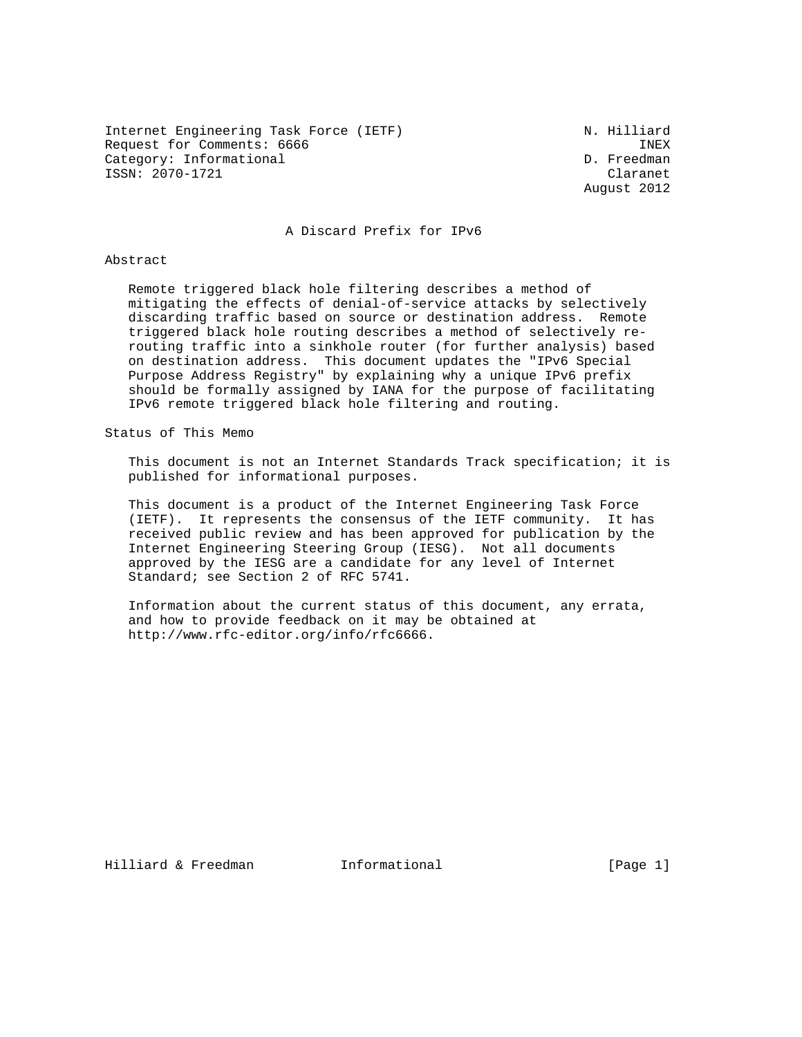Internet Engineering Task Force (IETF)                       N. Hilliard
Request for Comments: 6666                                          INEX
Category: Informational                                      D. Freedman
ISSN: 2070-1721                                                 Claranet
                                                             August 2012

# A Discard Prefix for IPv6

## Abstract

Remote triggered black hole filtering describes a method of mitigating the effects of denial-of-service attacks by selectively discarding traffic based on source or destination address. Remote triggered black hole routing describes a method of selectively re-routing traffic into a sinkhole router (for further analysis) based on destination address. This document updates the "IPv6 Special Purpose Address Registry" by explaining why a unique IPv6 prefix should be formally assigned by IANA for the purpose of facilitating IPv6 remote triggered black hole filtering and routing.

## Status of This Memo

This document is not an Internet Standards Track specification; it is published for informational purposes.

This document is a product of the Internet Engineering Task Force (IETF). It represents the consensus of the IETF community. It has received public review and has been approved for publication by the Internet Engineering Steering Group (IESG). Not all documents approved by the IESG are a candidate for any level of Internet Standard; see Section 2 of RFC 5741.

Information about the current status of this document, any errata, and how to provide feedback on it may be obtained at http://www.rfc-editor.org/info/rfc6666.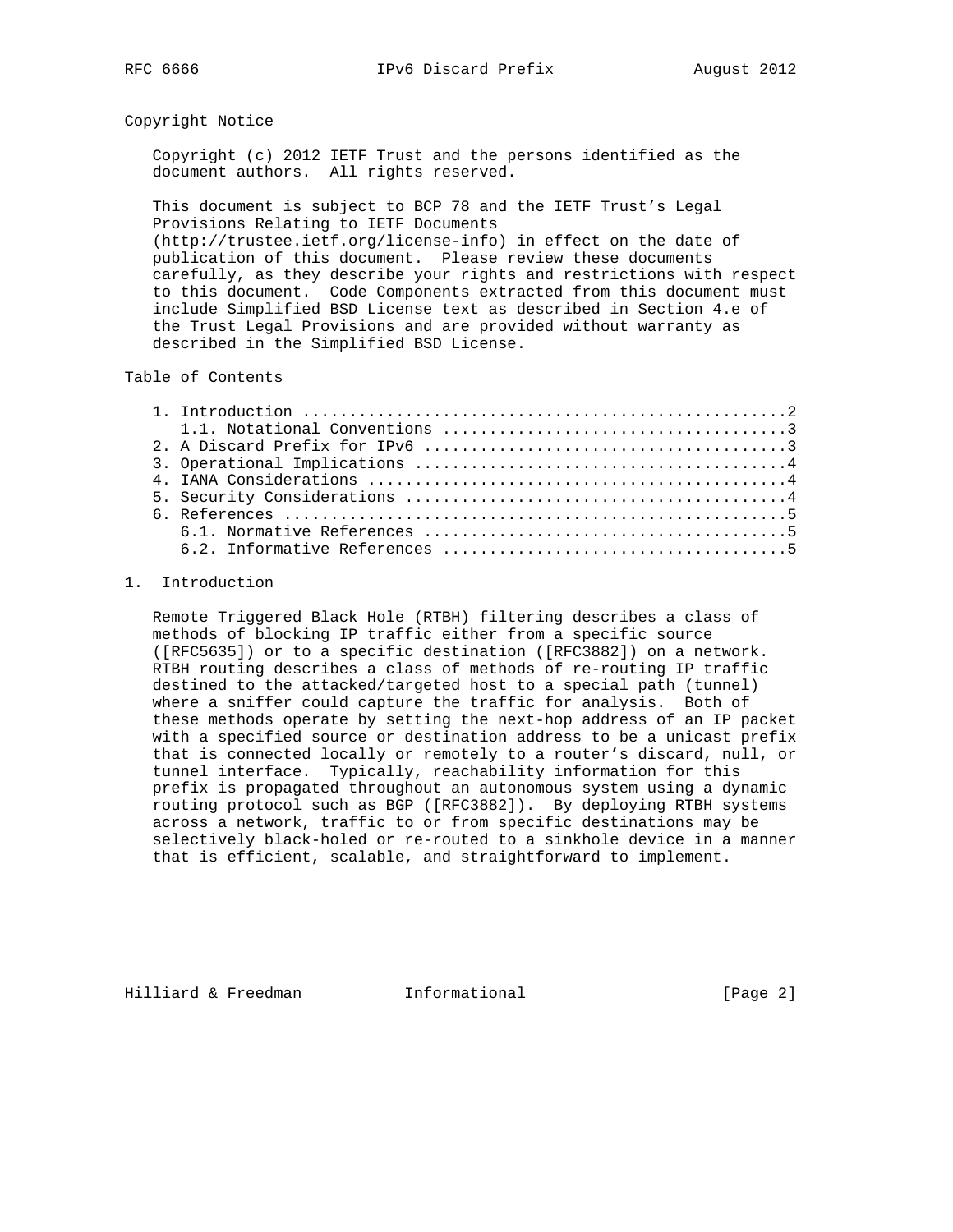## Copyright Notice

Copyright (c) 2012 IETF Trust and the persons identified as the document authors. All rights reserved.

This document is subject to BCP 78 and the IETF Trust's Legal Provisions Relating to IETF Documents (http://trustee.ietf.org/license-info) in effect on the date of publication of this document. Please review these documents carefully, as they describe your rights and restrictions with respect to this document. Code Components extracted from this document must include Simplified BSD License text as described in Section 4.e of the Trust Legal Provisions and are provided without warranty as described in the Simplified BSD License.

## Table of Contents

```
1. Introduction ....................................................2
   1.1. Notational Conventions .....................................3
2. A Discard Prefix for IPv6 .......................................3
3. Operational Implications ........................................4
4. IANA Considerations .............................................4
5. Security Considerations .........................................4
6. References ......................................................5
   6.1. Normative References .......................................5
   6.2. Informative References .....................................5
```

## 1. Introduction

Remote Triggered Black Hole (RTBH) filtering describes a class of methods of blocking IP traffic either from a specific source ([RFC5635]) or to a specific destination ([RFC3882]) on a network. RTBH routing describes a class of methods of re-routing IP traffic destined to the attacked/targeted host to a special path (tunnel) where a sniffer could capture the traffic for analysis. Both of these methods operate by setting the next-hop address of an IP packet with a specified source or destination address to be a unicast prefix that is connected locally or remotely to a router's discard, null, or tunnel interface. Typically, reachability information for this prefix is propagated throughout an autonomous system using a dynamic routing protocol such as BGP ([RFC3882]). By deploying RTBH systems across a network, traffic to or from specific destinations may be selectively black-holed or re-routed to a sinkhole device in a manner that is efficient, scalable, and straightforward to implement.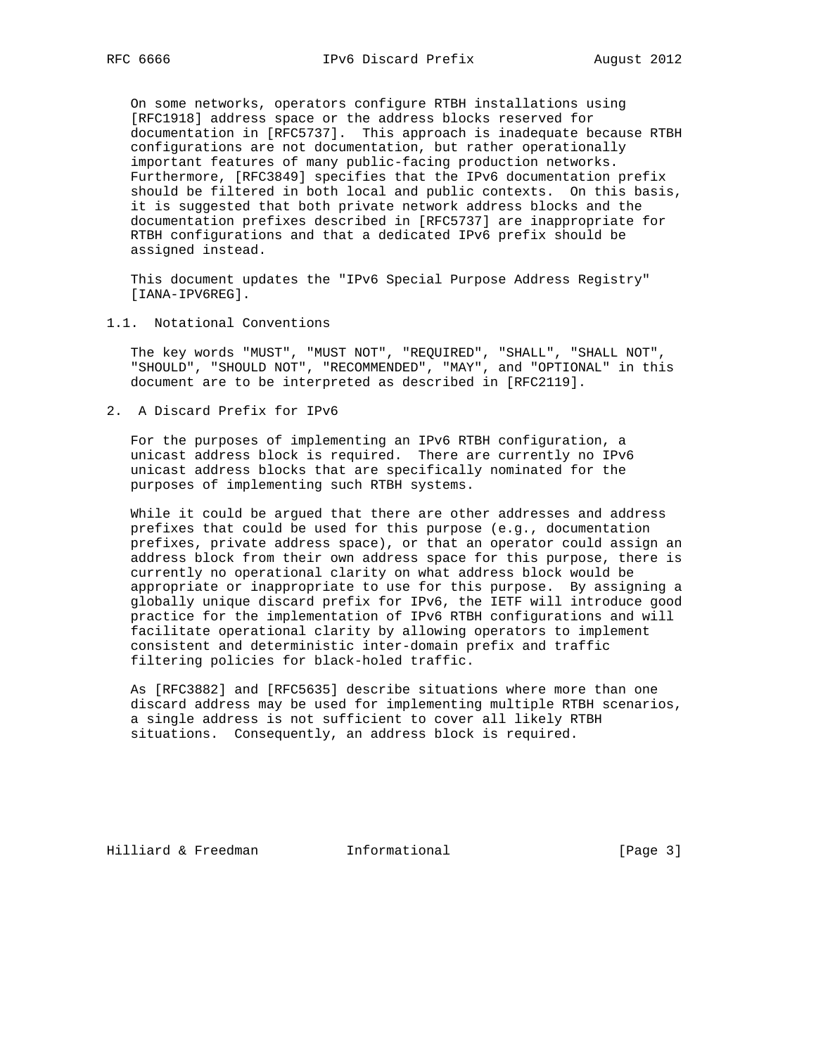On some networks, operators configure RTBH installations using [RFC1918] address space or the address blocks reserved for documentation in [RFC5737]. This approach is inadequate because RTBH configurations are not documentation, but rather operationally important features of many public-facing production networks. Furthermore, [RFC3849] specifies that the IPv6 documentation prefix should be filtered in both local and public contexts. On this basis, it is suggested that both private network address blocks and the documentation prefixes described in [RFC5737] are inappropriate for RTBH configurations and that a dedicated IPv6 prefix should be assigned instead.

This document updates the "IPv6 Special Purpose Address Registry" [IANA-IPV6REG].

### 1.1. Notational Conventions

The key words "MUST", "MUST NOT", "REQUIRED", "SHALL", "SHALL NOT", "SHOULD", "SHOULD NOT", "RECOMMENDED", "MAY", and "OPTIONAL" in this document are to be interpreted as described in [RFC2119].

## 2. A Discard Prefix for IPv6

For the purposes of implementing an IPv6 RTBH configuration, a unicast address block is required. There are currently no IPv6 unicast address blocks that are specifically nominated for the purposes of implementing such RTBH systems.

While it could be argued that there are other addresses and address prefixes that could be used for this purpose (e.g., documentation prefixes, private address space), or that an operator could assign an address block from their own address space for this purpose, there is currently no operational clarity on what address block would be appropriate or inappropriate to use for this purpose. By assigning a globally unique discard prefix for IPv6, the IETF will introduce good practice for the implementation of IPv6 RTBH configurations and will facilitate operational clarity by allowing operators to implement consistent and deterministic inter-domain prefix and traffic filtering policies for black-holed traffic.

As [RFC3882] and [RFC5635] describe situations where more than one discard address may be used for implementing multiple RTBH scenarios, a single address is not sufficient to cover all likely RTBH situations. Consequently, an address block is required.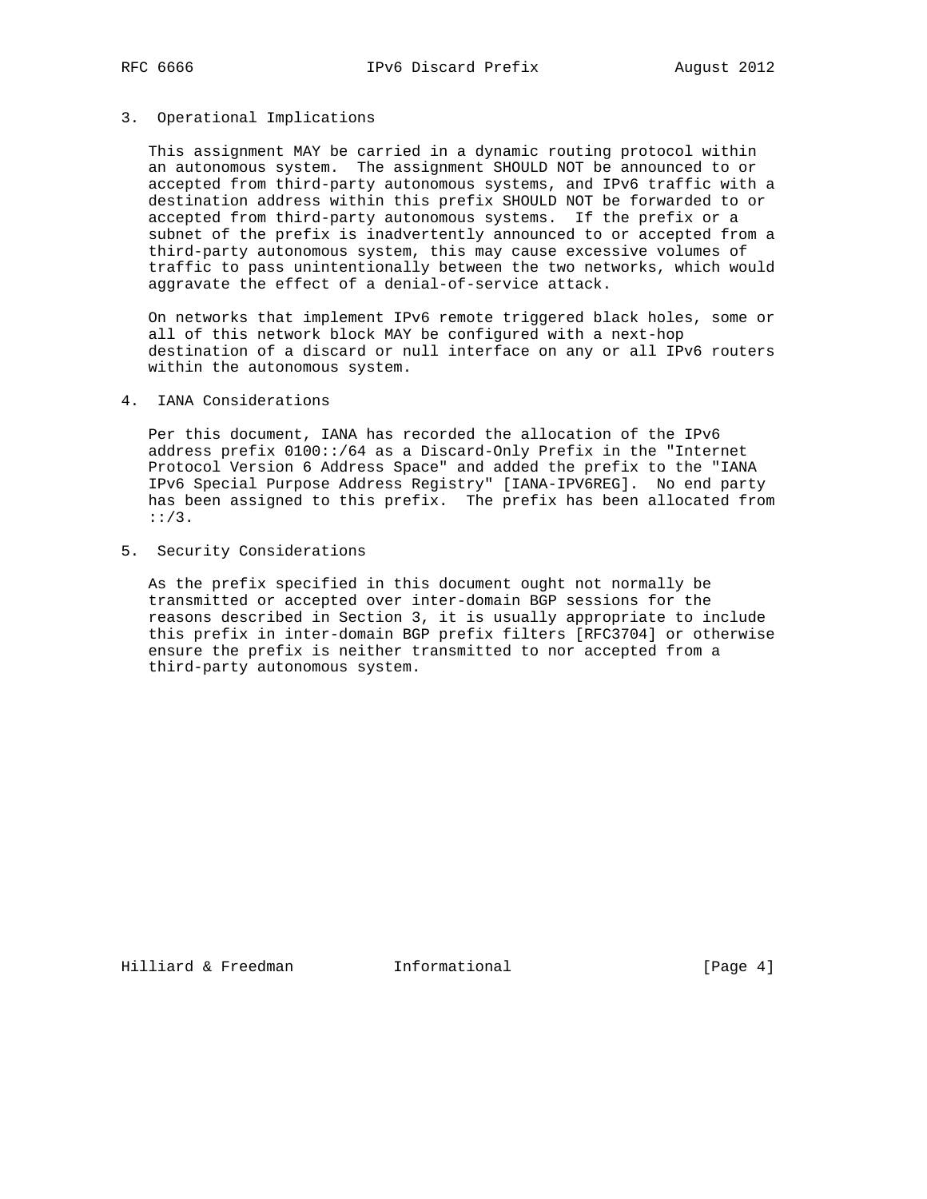## 3. Operational Implications

This assignment MAY be carried in a dynamic routing protocol within an autonomous system. The assignment SHOULD NOT be announced to or accepted from third-party autonomous systems, and IPv6 traffic with a destination address within this prefix SHOULD NOT be forwarded to or accepted from third-party autonomous systems. If the prefix or a subnet of the prefix is inadvertently announced to or accepted from a third-party autonomous system, this may cause excessive volumes of traffic to pass unintentionally between the two networks, which would aggravate the effect of a denial-of-service attack.

On networks that implement IPv6 remote triggered black holes, some or all of this network block MAY be configured with a next-hop destination of a discard or null interface on any or all IPv6 routers within the autonomous system.

## 4. IANA Considerations

Per this document, IANA has recorded the allocation of the IPv6 address prefix 0100::/64 as a Discard-Only Prefix in the "Internet Protocol Version 6 Address Space" and added the prefix to the "IANA IPv6 Special Purpose Address Registry" [IANA-IPV6REG]. No end party has been assigned to this prefix. The prefix has been allocated from ::/3.

## 5. Security Considerations

As the prefix specified in this document ought not normally be transmitted or accepted over inter-domain BGP sessions for the reasons described in Section 3, it is usually appropriate to include this prefix in inter-domain BGP prefix filters [RFC3704] or otherwise ensure the prefix is neither transmitted to nor accepted from a third-party autonomous system.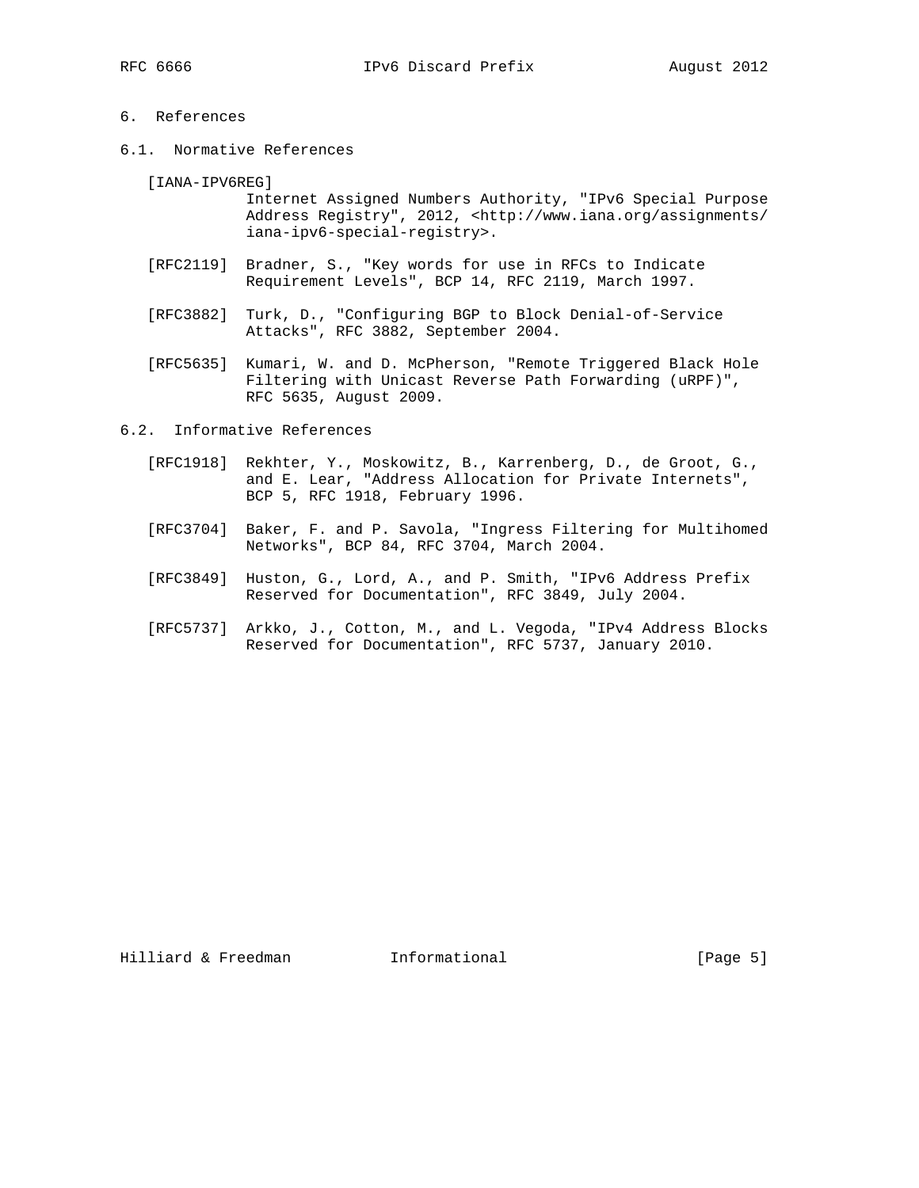## 6. References

### 6.1. Normative References

[IANA-IPV6REG]
Internet Assigned Numbers Authority, "IPv6 Special Purpose Address Registry", 2012, <http://www.iana.org/assignments/iana-ipv6-special-registry>.

[RFC2119] Bradner, S., "Key words for use in RFCs to Indicate Requirement Levels", BCP 14, RFC 2119, March 1997.

[RFC3882] Turk, D., "Configuring BGP to Block Denial-of-Service Attacks", RFC 3882, September 2004.

[RFC5635] Kumari, W. and D. McPherson, "Remote Triggered Black Hole Filtering with Unicast Reverse Path Forwarding (uRPF)", RFC 5635, August 2009.

### 6.2. Informative References

[RFC1918] Rekhter, Y., Moskowitz, B., Karrenberg, D., de Groot, G., and E. Lear, "Address Allocation for Private Internets", BCP 5, RFC 1918, February 1996.

[RFC3704] Baker, F. and P. Savola, "Ingress Filtering for Multihomed Networks", BCP 84, RFC 3704, March 2004.

[RFC3849] Huston, G., Lord, A., and P. Smith, "IPv6 Address Prefix Reserved for Documentation", RFC 3849, July 2004.

[RFC5737] Arkko, J., Cotton, M., and L. Vegoda, "IPv4 Address Blocks Reserved for Documentation", RFC 5737, January 2010.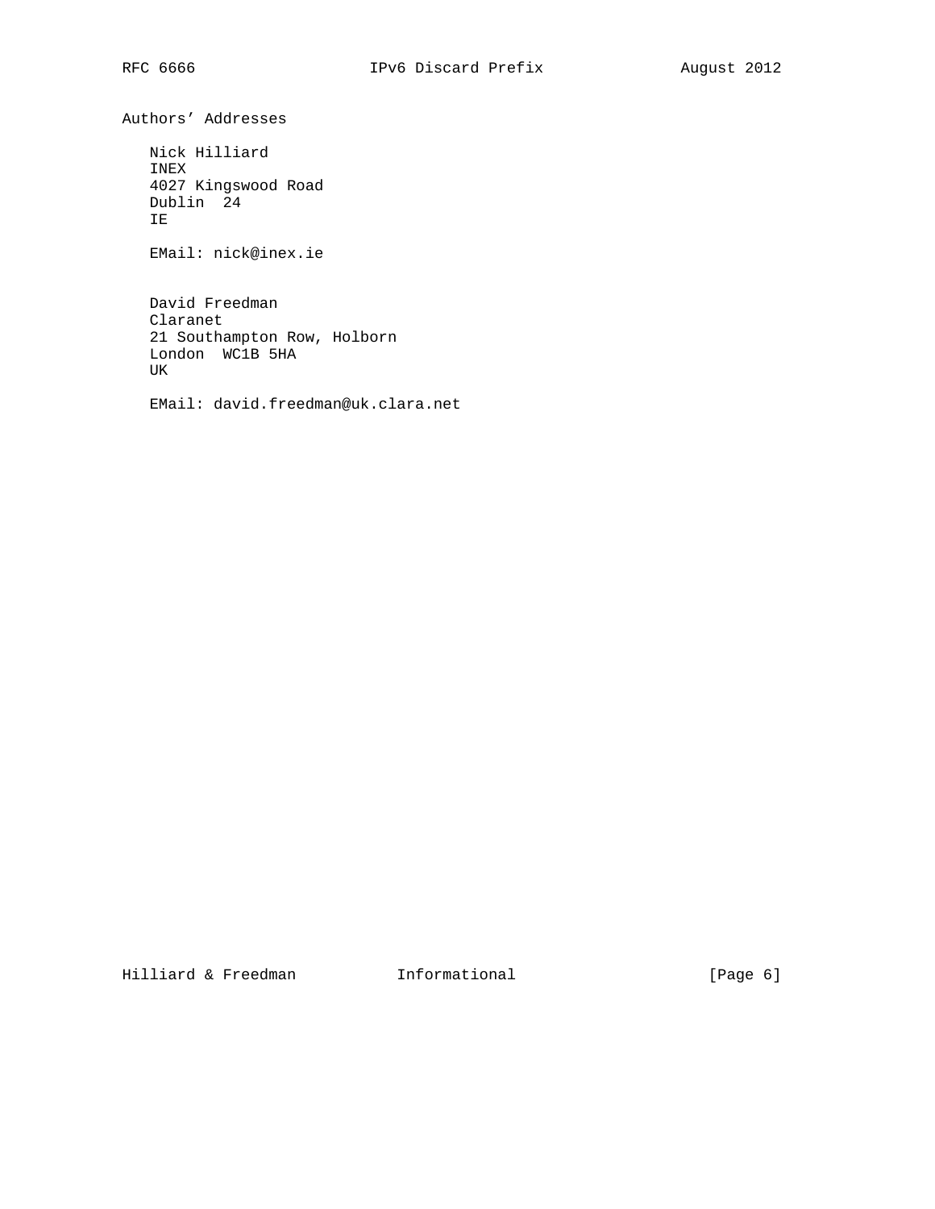## Authors' Addresses

Nick Hilliard
INEX
4027 Kingswood Road
Dublin 24
IE

EMail: nick@inex.ie

David Freedman
Claranet
21 Southampton Row, Holborn
London WC1B 5HA
UK

EMail: david.freedman@uk.clara.net